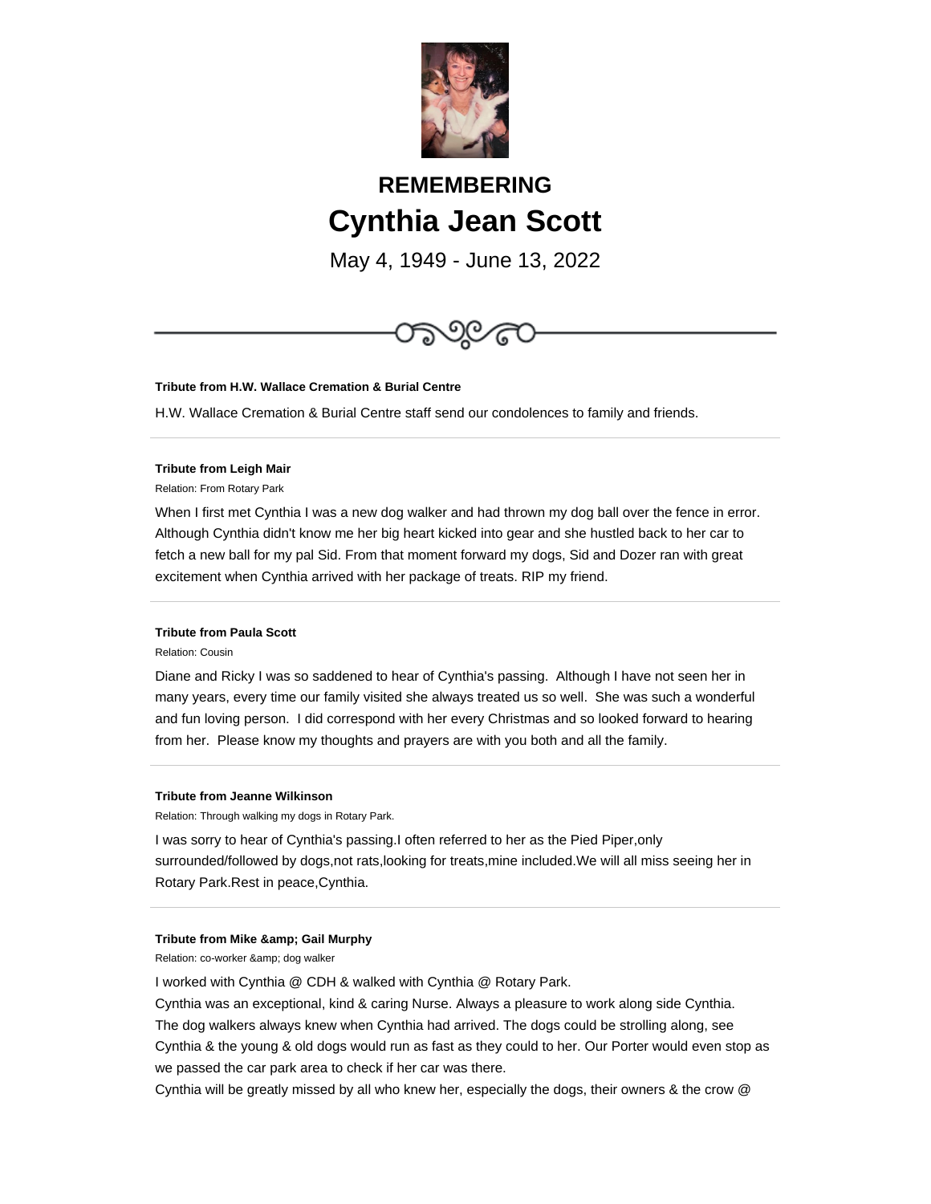## REMEMBERING

# Cynthia Jean Scott

May 4, 1949 - June 13, 2022

---

**Tribute from H.W. Wallace Cremation & Burial Centre**

H.W. Wallace Cremation & Burial Centre staff send our condolences to family and friends.

---

**Tribute from Leigh Mair**

Relation: From Rotary Park

When I first met Cynthia I was a new dog walker and had thrown my dog ball over the fence in error. Although Cynthia didn't know me her big heart kicked into gear and she hustled back to her car to fetch a new ball for my pal Sid. From that moment forward my dogs, Sid and Dozer ran with great excitement when Cynthia arrived with her package of treats. RIP my friend.

---

**Tribute from Paula Scott**

Relation: Cousin

Diane and Ricky I was so saddened to hear of Cynthia's passing. Although I have not seen her in many years, every time our family visited she always treated us so well. She was such a wonderful and fun loving person. I did correspond with her every Christmas and so looked forward to hearing from her. Please know my thoughts and prayers are with you both and all the family.

---

**Tribute from Jeanne Wilkinson**

Relation: Through walking my dogs in Rotary Park.

I was sorry to hear of Cynthia's passing.I often referred to her as the Pied Piper,only surrounded/followed by dogs,not rats,looking for treats,mine included.We will all miss seeing her in Rotary Park.Rest in peace,Cynthia.

---

**Tribute from Mike &amp; Gail Murphy**

Relation: co-worker &amp; dog walker

I worked with Cynthia @ CDH & walked with Cynthia @ Rotary Park.
Cynthia was an exceptional, kind & caring Nurse. Always a pleasure to work along side Cynthia.
The dog walkers always knew when Cynthia had arrived. The dogs could be strolling along, see Cynthia & the young & old dogs would run as fast as they could to her. Our Porter would even stop as we passed the car park area to check if her car was there.
Cynthia will be greatly missed by all who knew her, especially the dogs, their owners & the crow @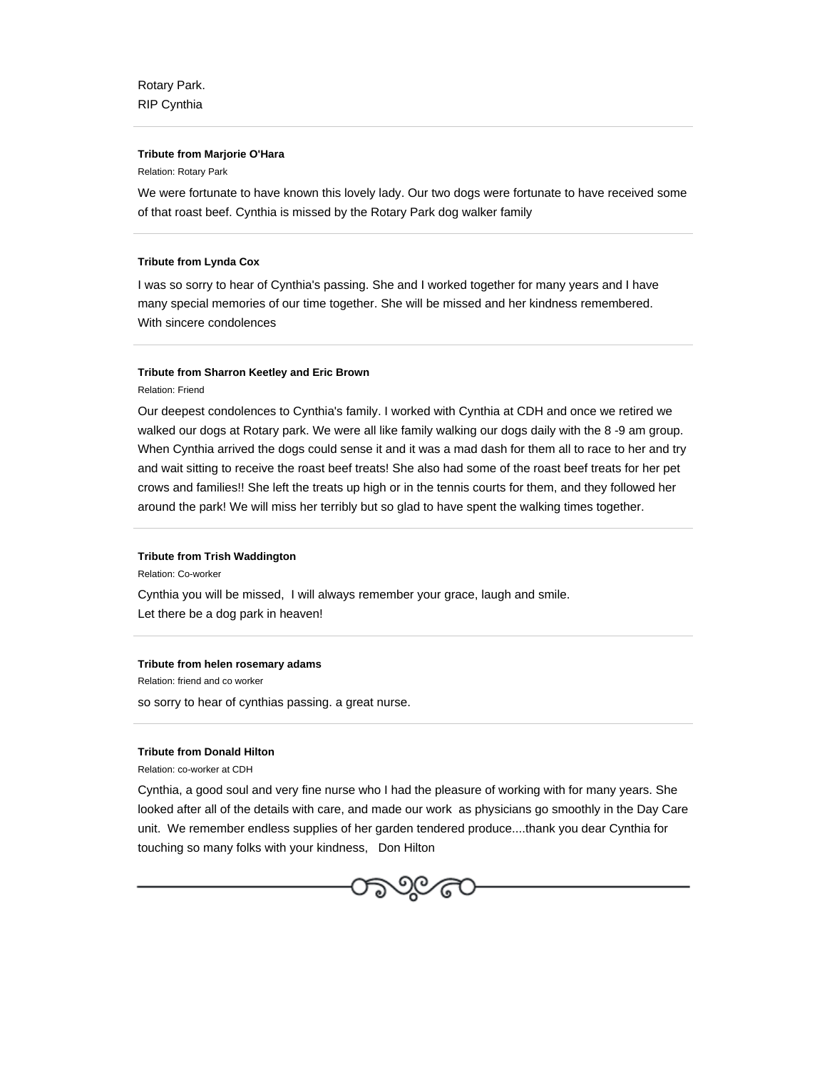Rotary Park.
RIP Cynthia

---

**Tribute from Marjorie O'Hara**

Relation: Rotary Park

We were fortunate to have known this lovely lady. Our two dogs were fortunate to have received some of that roast beef. Cynthia is missed by the Rotary Park dog walker family

---

**Tribute from Lynda Cox**

I was so sorry to hear of Cynthia's passing. She and I worked together for many years and I have many special memories of our time together. She will be missed and her kindness remembered.
With sincere condolences

---

**Tribute from Sharron Keetley and Eric Brown**

Relation: Friend

Our deepest condolences to Cynthia's family. I worked with Cynthia at CDH and once we retired we walked our dogs at Rotary park. We were all like family walking our dogs daily with the 8 -9 am group. When Cynthia arrived the dogs could sense it and it was a mad dash for them all to race to her and try and wait sitting to receive the roast beef treats! She also had some of the roast beef treats for her pet crows and families!! She left the treats up high or in the tennis courts for them, and they followed her around the park! We will miss her terribly but so glad to have spent the walking times together.

---

**Tribute from Trish Waddington**

Relation: Co-worker

Cynthia you will be missed, I will always remember your grace, laugh and smile.
Let there be a dog park in heaven!

---

**Tribute from helen rosemary adams**

Relation: friend and co worker

so sorry to hear of cynthias passing. a great nurse.

---

**Tribute from Donald Hilton**

Relation: co-worker at CDH

Cynthia, a good soul and very fine nurse who I had the pleasure of working with for many years. She looked after all of the details with care, and made our work as physicians go smoothly in the Day Care unit. We remember endless supplies of her garden tendered produce....thank you dear Cynthia for touching so many folks with your kindness, Don Hilton